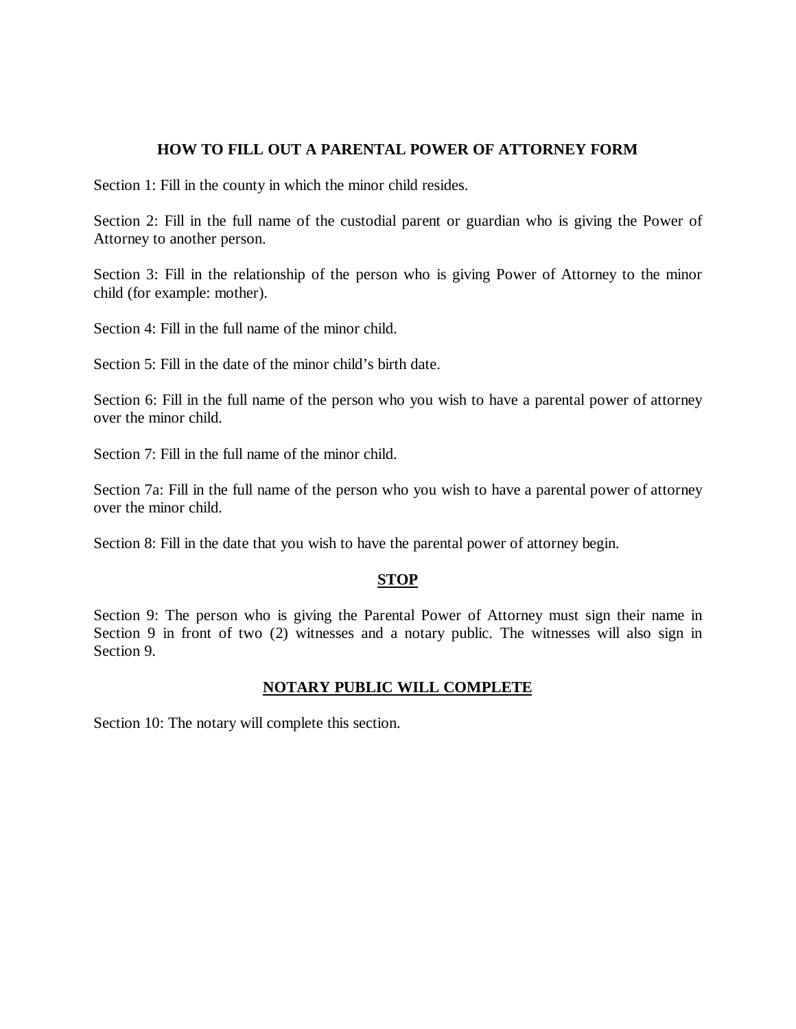## HOW TO FILL OUT A PARENTAL POWER OF ATTORNEY FORM

Section 1: Fill in the county in which the minor child resides.

Section 2: Fill in the full name of the custodial parent or guardian who is giving the Power of Attorney to another person.

Section 3: Fill in the relationship of the person who is giving Power of Attorney to the minor child (for example: mother).

Section 4: Fill in the full name of the minor child.

Section 5: Fill in the date of the minor child's birth date.

Section 6: Fill in the full name of the person who you wish to have a parental power of attorney over the minor child.

Section 7: Fill in the full name of the minor child.

Section 7a: Fill in the full name of the person who you wish to have a parental power of attorney over the minor child.

Section 8: Fill in the date that you wish to have the parental power of attorney begin.

### STOP

Section 9: The person who is giving the Parental Power of Attorney must sign their name in Section 9 in front of two (2) witnesses and a notary public. The witnesses will also sign in Section 9.

### NOTARY PUBLIC WILL COMPLETE

Section 10: The notary will complete this section.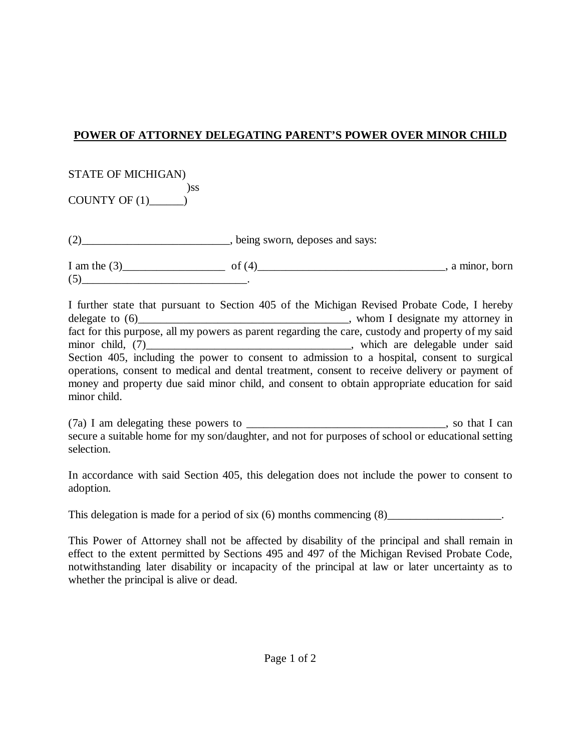# POWER OF ATTORNEY DELEGATING PARENT'S POWER OVER MINOR CHILD

STATE OF MICHIGAN)
)ss
COUNTY OF (1)______)

(2)__________________________, being sworn, deposes and says:

I am the (3)__________________ of (4)_________________________________, a minor, born (5)_____________________________.

I further state that pursuant to Section 405 of the Michigan Revised Probate Code, I hereby delegate to (6)_____________________________________, whom I designate my attorney in fact for this purpose, all my powers as parent regarding the care, custody and property of my said minor child, (7)____________________________________, which are delegable under said Section 405, including the power to consent to admission to a hospital, consent to surgical operations, consent to medical and dental treatment, consent to receive delivery or payment of money and property due said minor child, and consent to obtain appropriate education for said minor child.

(7a) I am delegating these powers to ___________________________________, so that I can secure a suitable home for my son/daughter, and not for purposes of school or educational setting selection.

In accordance with said Section 405, this delegation does not include the power to consent to adoption.

This delegation is made for a period of six (6) months commencing (8)____________________.

This Power of Attorney shall not be affected by disability of the principal and shall remain in effect to the extent permitted by Sections 495 and 497 of the Michigan Revised Probate Code, notwithstanding later disability or incapacity of the principal at law or later uncertainty as to whether the principal is alive or dead.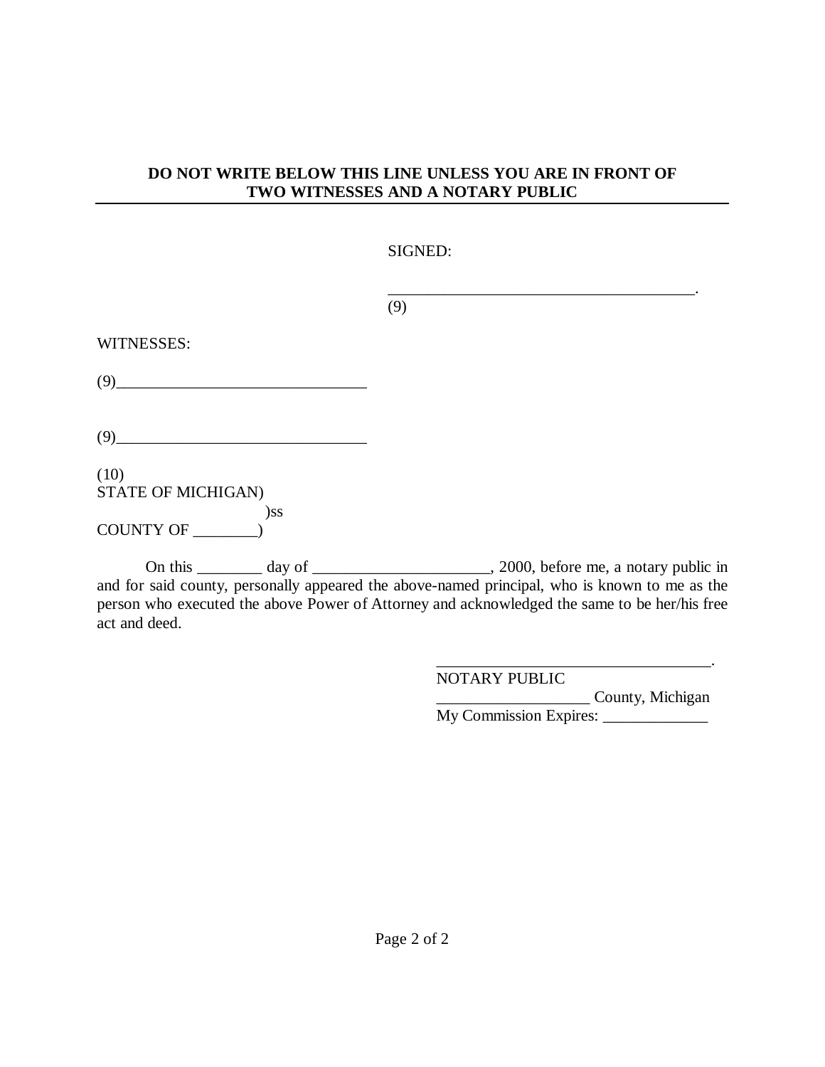**DO NOT WRITE BELOW THIS LINE UNLESS YOU ARE IN FRONT OF TWO WITNESSES AND A NOTARY PUBLIC**

---

SIGNED:

_______________________________________.
(9)

WITNESSES:

(9)_______________________________

(9)_______________________________

(10)
STATE OF MICHIGAN)
)ss
COUNTY OF ________)

On this ________ day of ______________________, 2000, before me, a notary public in and for said county, personally appeared the above-named principal, who is known to me as the person who executed the above Power of Attorney and acknowledged the same to be her/his free act and deed.

___________________________________.
NOTARY PUBLIC
___________________ County, Michigan
My Commission Expires: _____________